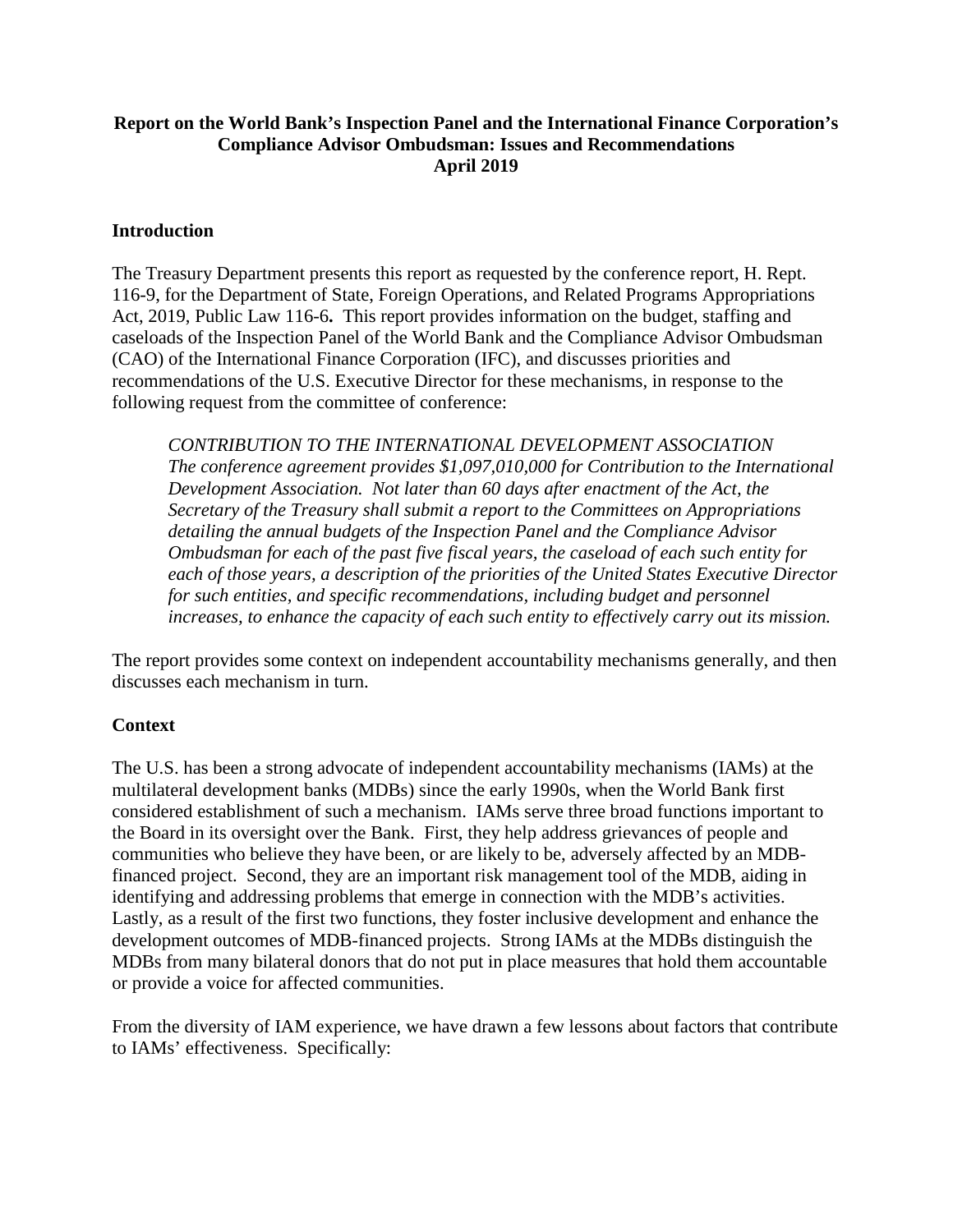**Report on the World Bank's Inspection Panel and the International Finance Corporation's Compliance Advisor Ombudsman: Issues and Recommendations**
**April 2019**

## Introduction

The Treasury Department presents this report as requested by the conference report, H. Rept. 116-9, for the Department of State, Foreign Operations, and Related Programs Appropriations Act, 2019, Public Law 116-6**.** This report provides information on the budget, staffing and caseloads of the Inspection Panel of the World Bank and the Compliance Advisor Ombudsman (CAO) of the International Finance Corporation (IFC), and discusses priorities and recommendations of the U.S. Executive Director for these mechanisms, in response to the following request from the committee of conference:

> *CONTRIBUTION TO THE INTERNATIONAL DEVELOPMENT ASSOCIATION*
> *The conference agreement provides $1,097,010,000 for Contribution to the International Development Association. Not later than 60 days after enactment of the Act, the Secretary of the Treasury shall submit a report to the Committees on Appropriations detailing the annual budgets of the Inspection Panel and the Compliance Advisor Ombudsman for each of the past five fiscal years, the caseload of each such entity for each of those years, a description of the priorities of the United States Executive Director for such entities, and specific recommendations, including budget and personnel increases, to enhance the capacity of each such entity to effectively carry out its mission.*

The report provides some context on independent accountability mechanisms generally, and then discusses each mechanism in turn.

## Context

The U.S. has been a strong advocate of independent accountability mechanisms (IAMs) at the multilateral development banks (MDBs) since the early 1990s, when the World Bank first considered establishment of such a mechanism. IAMs serve three broad functions important to the Board in its oversight over the Bank. First, they help address grievances of people and communities who believe they have been, or are likely to be, adversely affected by an MDB-financed project. Second, they are an important risk management tool of the MDB, aiding in identifying and addressing problems that emerge in connection with the MDB's activities. Lastly, as a result of the first two functions, they foster inclusive development and enhance the development outcomes of MDB-financed projects. Strong IAMs at the MDBs distinguish the MDBs from many bilateral donors that do not put in place measures that hold them accountable or provide a voice for affected communities.

From the diversity of IAM experience, we have drawn a few lessons about factors that contribute to IAMs' effectiveness. Specifically: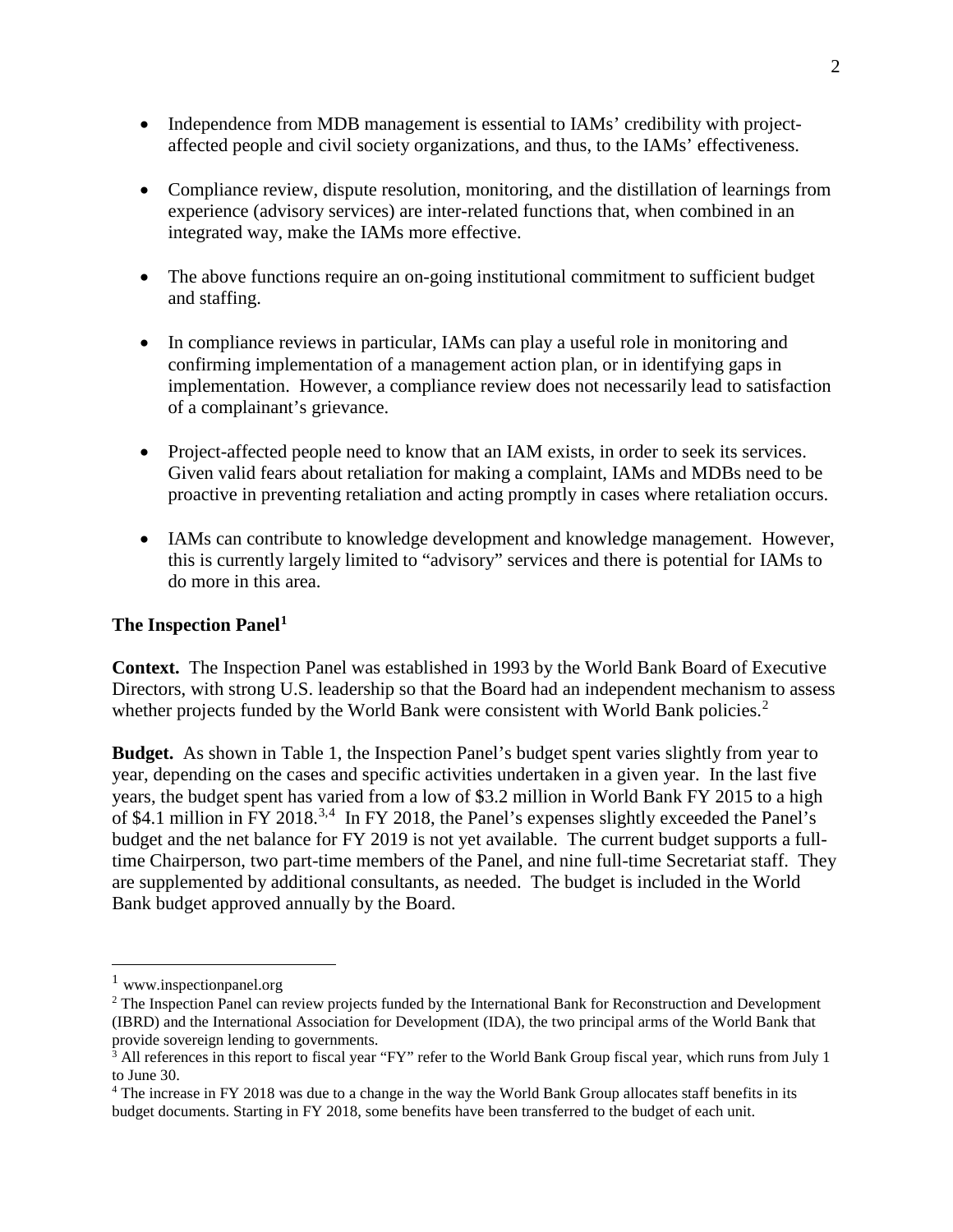- Independence from MDB management is essential to IAMs' credibility with project-affected people and civil society organizations, and thus, to the IAMs' effectiveness.

- Compliance review, dispute resolution, monitoring, and the distillation of learnings from experience (advisory services) are inter-related functions that, when combined in an integrated way, make the IAMs more effective.

- The above functions require an on-going institutional commitment to sufficient budget and staffing.

- In compliance reviews in particular, IAMs can play a useful role in monitoring and confirming implementation of a management action plan, or in identifying gaps in implementation. However, a compliance review does not necessarily lead to satisfaction of a complainant's grievance.

- Project-affected people need to know that an IAM exists, in order to seek its services. Given valid fears about retaliation for making a complaint, IAMs and MDBs need to be proactive in preventing retaliation and acting promptly in cases where retaliation occurs.

- IAMs can contribute to knowledge development and knowledge management. However, this is currently largely limited to "advisory" services and there is potential for IAMs to do more in this area.

**The Inspection Panel**[1]

**Context.** The Inspection Panel was established in 1993 by the World Bank Board of Executive Directors, with strong U.S. leadership so that the Board had an independent mechanism to assess whether projects funded by the World Bank were consistent with World Bank policies.[2]

**Budget.** As shown in Table 1, the Inspection Panel's budget spent varies slightly from year to year, depending on the cases and specific activities undertaken in a given year. In the last five years, the budget spent has varied from a low of \$3.2 million in World Bank FY 2015 to a high of \$4.1 million in FY 2018.[3,4] In FY 2018, the Panel's expenses slightly exceeded the Panel's budget and the net balance for FY 2019 is not yet available. The current budget supports a full-time Chairperson, two part-time members of the Panel, and nine full-time Secretariat staff. They are supplemented by additional consultants, as needed. The budget is included in the World Bank budget approved annually by the Board.

[1] www.inspectionpanel.org

[2] The Inspection Panel can review projects funded by the International Bank for Reconstruction and Development (IBRD) and the International Association for Development (IDA), the two principal arms of the World Bank that provide sovereign lending to governments.

[3] All references in this report to fiscal year "FY" refer to the World Bank Group fiscal year, which runs from July 1 to June 30.

[4] The increase in FY 2018 was due to a change in the way the World Bank Group allocates staff benefits in its budget documents. Starting in FY 2018, some benefits have been transferred to the budget of each unit.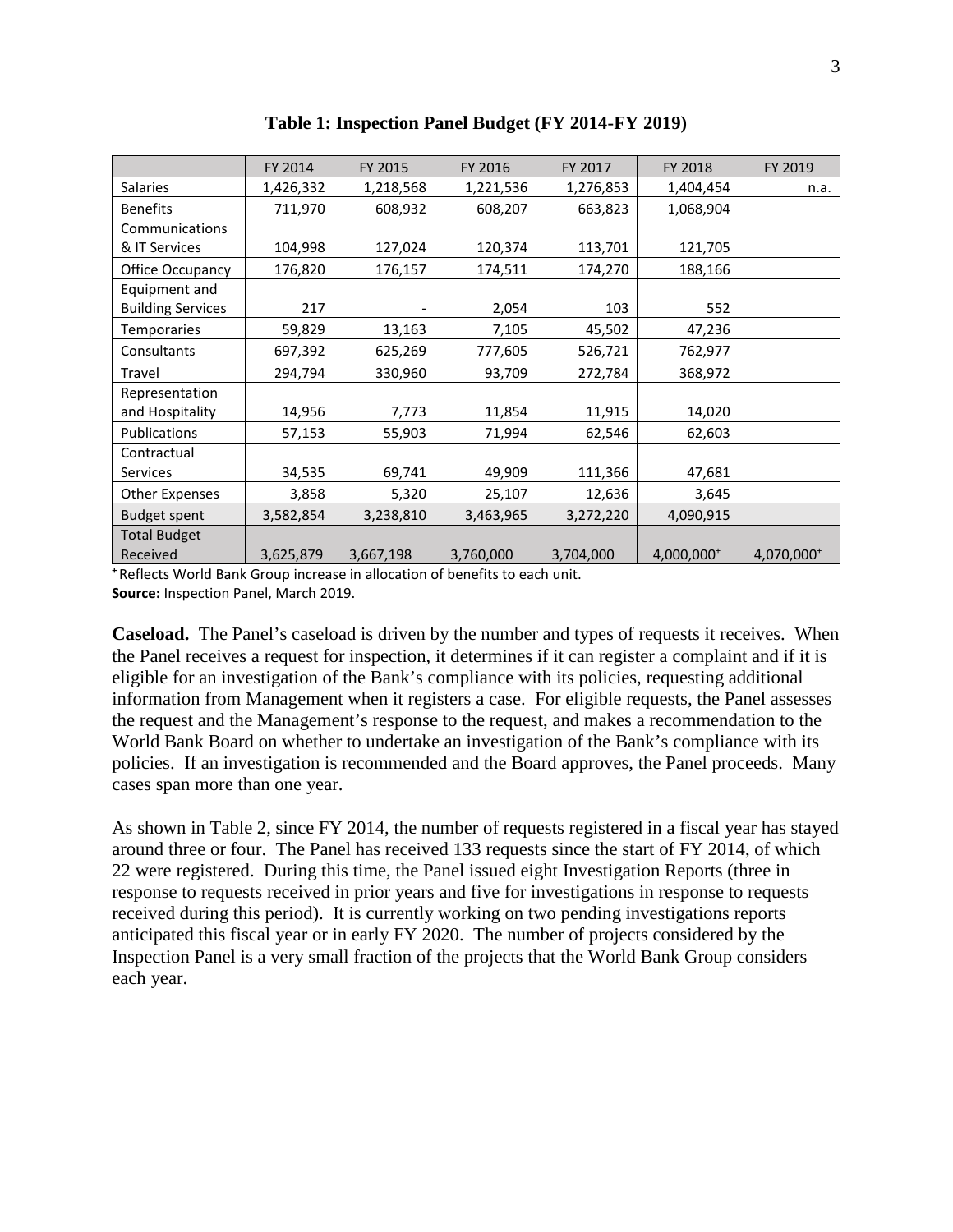**Table 1: Inspection Panel Budget (FY 2014-FY 2019)**

| | FY 2014 | FY 2015 | FY 2016 | FY 2017 | FY 2018 | FY 2019 |
|---|---|---|---|---|---|---|
| Salaries | 1,426,332 | 1,218,568 | 1,221,536 | 1,276,853 | 1,404,454 | n.a. |
| Benefits | 711,970 | 608,932 | 608,207 | 663,823 | 1,068,904 | |
| Communications & IT Services | 104,998 | 127,024 | 120,374 | 113,701 | 121,705 | |
| Office Occupancy | 176,820 | 176,157 | 174,511 | 174,270 | 188,166 | |
| Equipment and Building Services | 217 | - | 2,054 | 103 | 552 | |
| Temporaries | 59,829 | 13,163 | 7,105 | 45,502 | 47,236 | |
| Consultants | 697,392 | 625,269 | 777,605 | 526,721 | 762,977 | |
| Travel | 294,794 | 330,960 | 93,709 | 272,784 | 368,972 | |
| Representation and Hospitality | 14,956 | 7,773 | 11,854 | 11,915 | 14,020 | |
| Publications | 57,153 | 55,903 | 71,994 | 62,546 | 62,603 | |
| Contractual Services | 34,535 | 69,741 | 49,909 | 111,366 | 47,681 | |
| Other Expenses | 3,858 | 5,320 | 25,107 | 12,636 | 3,645 | |
| Budget spent | 3,582,854 | 3,238,810 | 3,463,965 | 3,272,220 | 4,090,915 | |
| Total Budget Received | 3,625,879 | 3,667,198 | 3,760,000 | 3,704,000 | 4,000,000+ | 4,070,000+ |

+ Reflects World Bank Group increase in allocation of benefits to each unit.
**Source:** Inspection Panel, March 2019.

**Caseload.** The Panel's caseload is driven by the number and types of requests it receives. When the Panel receives a request for inspection, it determines if it can register a complaint and if it is eligible for an investigation of the Bank's compliance with its policies, requesting additional information from Management when it registers a case. For eligible requests, the Panel assesses the request and the Management's response to the request, and makes a recommendation to the World Bank Board on whether to undertake an investigation of the Bank's compliance with its policies. If an investigation is recommended and the Board approves, the Panel proceeds. Many cases span more than one year.

As shown in Table 2, since FY 2014, the number of requests registered in a fiscal year has stayed around three or four. The Panel has received 133 requests since the start of FY 2014, of which 22 were registered. During this time, the Panel issued eight Investigation Reports (three in response to requests received in prior years and five for investigations in response to requests received during this period). It is currently working on two pending investigations reports anticipated this fiscal year or in early FY 2020. The number of projects considered by the Inspection Panel is a very small fraction of the projects that the World Bank Group considers each year.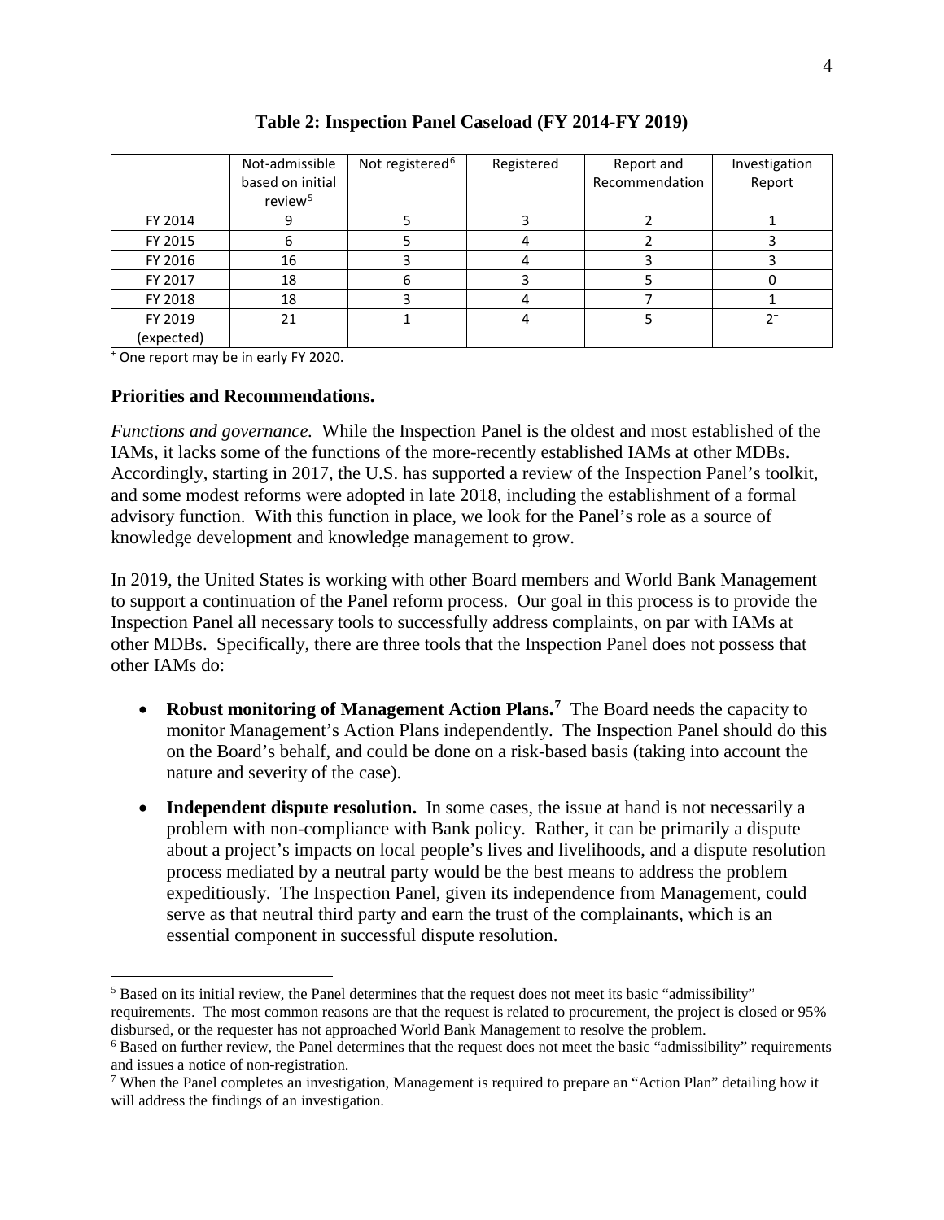**Table 2: Inspection Panel Caseload (FY 2014-FY 2019)**

| | Not-admissible based on initial review[5] | Not registered[6] | Registered | Report and Recommendation | Investigation Report |
|---|---|---|---|---|---|
| FY 2014 | 9 | 5 | 3 | 2 | 1 |
| FY 2015 | 6 | 5 | 4 | 2 | 3 |
| FY 2016 | 16 | 3 | 4 | 3 | 3 |
| FY 2017 | 18 | 6 | 3 | 5 | 0 |
| FY 2018 | 18 | 3 | 4 | 7 | 1 |
| FY 2019 (expected) | 21 | 1 | 4 | 5 | 2[+] |

[+] One report may be in early FY 2020.

**Priorities and Recommendations.**

*Functions and governance.* While the Inspection Panel is the oldest and most established of the IAMs, it lacks some of the functions of the more-recently established IAMs at other MDBs. Accordingly, starting in 2017, the U.S. has supported a review of the Inspection Panel's toolkit, and some modest reforms were adopted in late 2018, including the establishment of a formal advisory function. With this function in place, we look for the Panel's role as a source of knowledge development and knowledge management to grow.

In 2019, the United States is working with other Board members and World Bank Management to support a continuation of the Panel reform process. Our goal in this process is to provide the Inspection Panel all necessary tools to successfully address complaints, on par with IAMs at other MDBs. Specifically, there are three tools that the Inspection Panel does not possess that other IAMs do:

- **Robust monitoring of Management Action Plans.[7]** The Board needs the capacity to monitor Management's Action Plans independently. The Inspection Panel should do this on the Board's behalf, and could be done on a risk-based basis (taking into account the nature and severity of the case).
- **Independent dispute resolution.** In some cases, the issue at hand is not necessarily a problem with non-compliance with Bank policy. Rather, it can be primarily a dispute about a project's impacts on local people's lives and livelihoods, and a dispute resolution process mediated by a neutral party would be the best means to address the problem expeditiously. The Inspection Panel, given its independence from Management, could serve as that neutral third party and earn the trust of the complainants, which is an essential component in successful dispute resolution.

[5] Based on its initial review, the Panel determines that the request does not meet its basic "admissibility" requirements. The most common reasons are that the request is related to procurement, the project is closed or 95% disbursed, or the requester has not approached World Bank Management to resolve the problem.

[6] Based on further review, the Panel determines that the request does not meet the basic "admissibility" requirements and issues a notice of non-registration.

[7] When the Panel completes an investigation, Management is required to prepare an "Action Plan" detailing how it will address the findings of an investigation.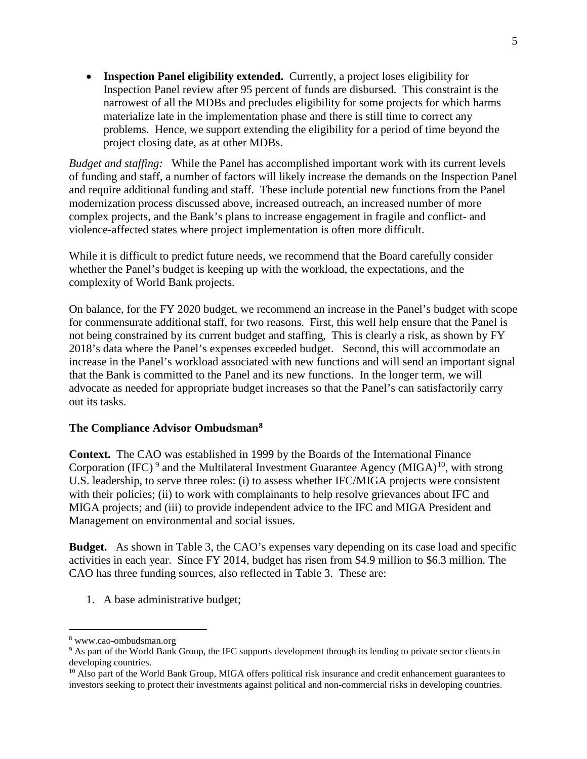- **Inspection Panel eligibility extended.** Currently, a project loses eligibility for Inspection Panel review after 95 percent of funds are disbursed. This constraint is the narrowest of all the MDBs and precludes eligibility for some projects for which harms materialize late in the implementation phase and there is still time to correct any problems. Hence, we support extending the eligibility for a period of time beyond the project closing date, as at other MDBs.

*Budget and staffing:* While the Panel has accomplished important work with its current levels of funding and staff, a number of factors will likely increase the demands on the Inspection Panel and require additional funding and staff. These include potential new functions from the Panel modernization process discussed above, increased outreach, an increased number of more complex projects, and the Bank's plans to increase engagement in fragile and conflict- and violence-affected states where project implementation is often more difficult.

While it is difficult to predict future needs, we recommend that the Board carefully consider whether the Panel's budget is keeping up with the workload, the expectations, and the complexity of World Bank projects.

On balance, for the FY 2020 budget, we recommend an increase in the Panel's budget with scope for commensurate additional staff, for two reasons. First, this well help ensure that the Panel is not being constrained by its current budget and staffing, This is clearly a risk, as shown by FY 2018's data where the Panel's expenses exceeded budget. Second, this will accommodate an increase in the Panel's workload associated with new functions and will send an important signal that the Bank is committed to the Panel and its new functions. In the longer term, we will advocate as needed for appropriate budget increases so that the Panel's can satisfactorily carry out its tasks.

**The Compliance Advisor Ombudsman[8]**

**Context.** The CAO was established in 1999 by the Boards of the International Finance Corporation (IFC)[9] and the Multilateral Investment Guarantee Agency (MIGA)[10], with strong U.S. leadership, to serve three roles: (i) to assess whether IFC/MIGA projects were consistent with their policies; (ii) to work with complainants to help resolve grievances about IFC and MIGA projects; and (iii) to provide independent advice to the IFC and MIGA President and Management on environmental and social issues.

**Budget.** As shown in Table 3, the CAO's expenses vary depending on its case load and specific activities in each year. Since FY 2014, budget has risen from $4.9 million to $6.3 million. The CAO has three funding sources, also reflected in Table 3. These are:

1. A base administrative budget;

---

[8] www.cao-ombudsman.org

[9] As part of the World Bank Group, the IFC supports development through its lending to private sector clients in developing countries.

[10] Also part of the World Bank Group, MIGA offers political risk insurance and credit enhancement guarantees to investors seeking to protect their investments against political and non-commercial risks in developing countries.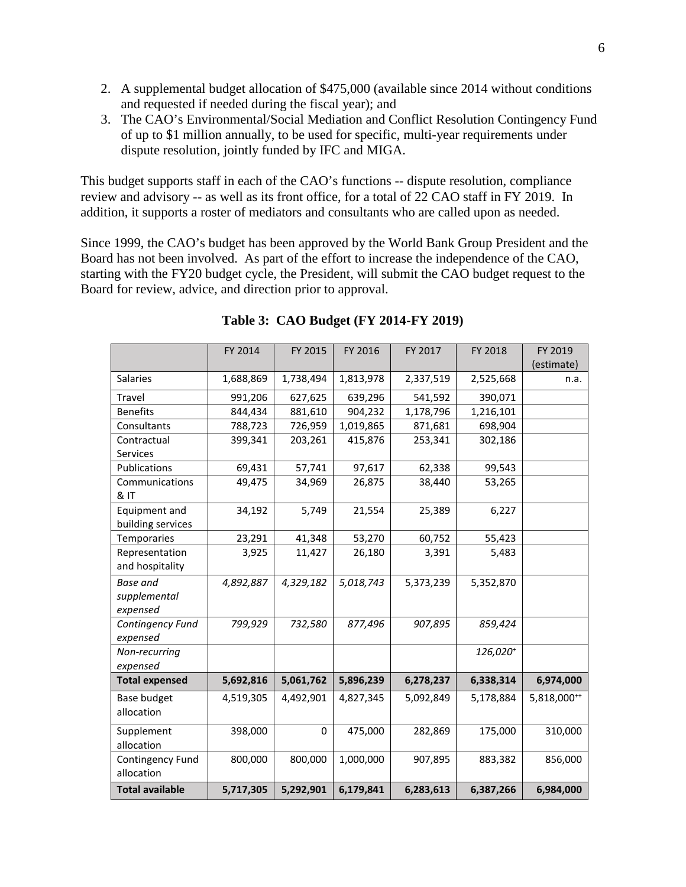2. A supplemental budget allocation of $475,000 (available since 2014 without conditions and requested if needed during the fiscal year); and
3. The CAO's Environmental/Social Mediation and Conflict Resolution Contingency Fund of up to $1 million annually, to be used for specific, multi-year requirements under dispute resolution, jointly funded by IFC and MIGA.

This budget supports staff in each of the CAO's functions -- dispute resolution, compliance review and advisory -- as well as its front office, for a total of 22 CAO staff in FY 2019. In addition, it supports a roster of mediators and consultants who are called upon as needed.

Since 1999, the CAO's budget has been approved by the World Bank Group President and the Board has not been involved. As part of the effort to increase the independence of the CAO, starting with the FY20 budget cycle, the President, will submit the CAO budget request to the Board for review, advice, and direction prior to approval.

**Table 3: CAO Budget (FY 2014-FY 2019)**

| | FY 2014 | FY 2015 | FY 2016 | FY 2017 | FY 2018 | FY 2019 (estimate) |
|---|---|---|---|---|---|---|
| Salaries | 1,688,869 | 1,738,494 | 1,813,978 | 2,337,519 | 2,525,668 | n.a. |
| Travel | 991,206 | 627,625 | 639,296 | 541,592 | 390,071 | |
| Benefits | 844,434 | 881,610 | 904,232 | 1,178,796 | 1,216,101 | |
| Consultants | 788,723 | 726,959 | 1,019,865 | 871,681 | 698,904 | |
| Contractual Services | 399,341 | 203,261 | 415,876 | 253,341 | 302,186 | |
| Publications | 69,431 | 57,741 | 97,617 | 62,338 | 99,543 | |
| Communications & IT | 49,475 | 34,969 | 26,875 | 38,440 | 53,265 | |
| Equipment and building services | 34,192 | 5,749 | 21,554 | 25,389 | 6,227 | |
| Temporaries | 23,291 | 41,348 | 53,270 | 60,752 | 55,423 | |
| Representation and hospitality | 3,925 | 11,427 | 26,180 | 3,391 | 5,483 | |
| *Base and supplemental expensed* | *4,892,887* | *4,329,182* | *5,018,743* | 5,373,239 | 5,352,870 | |
| *Contingency Fund expensed* | *799,929* | *732,580* | *877,496* | *907,895* | *859,424* | |
| *Non-recurring expensed* | | | | | *126,020[+]* | |
| **Total expensed** | **5,692,816** | **5,061,762** | **5,896,239** | **6,278,237** | **6,338,314** | **6,974,000** |
| Base budget allocation | 4,519,305 | 4,492,901 | 4,827,345 | 5,092,849 | 5,178,884 | 5,818,000[++] |
| Supplement allocation | 398,000 | 0 | 475,000 | 282,869 | 175,000 | 310,000 |
| Contingency Fund allocation | 800,000 | 800,000 | 1,000,000 | 907,895 | 883,382 | 856,000 |
| **Total available** | **5,717,305** | **5,292,901** | **6,179,841** | **6,283,613** | **6,387,266** | **6,984,000** |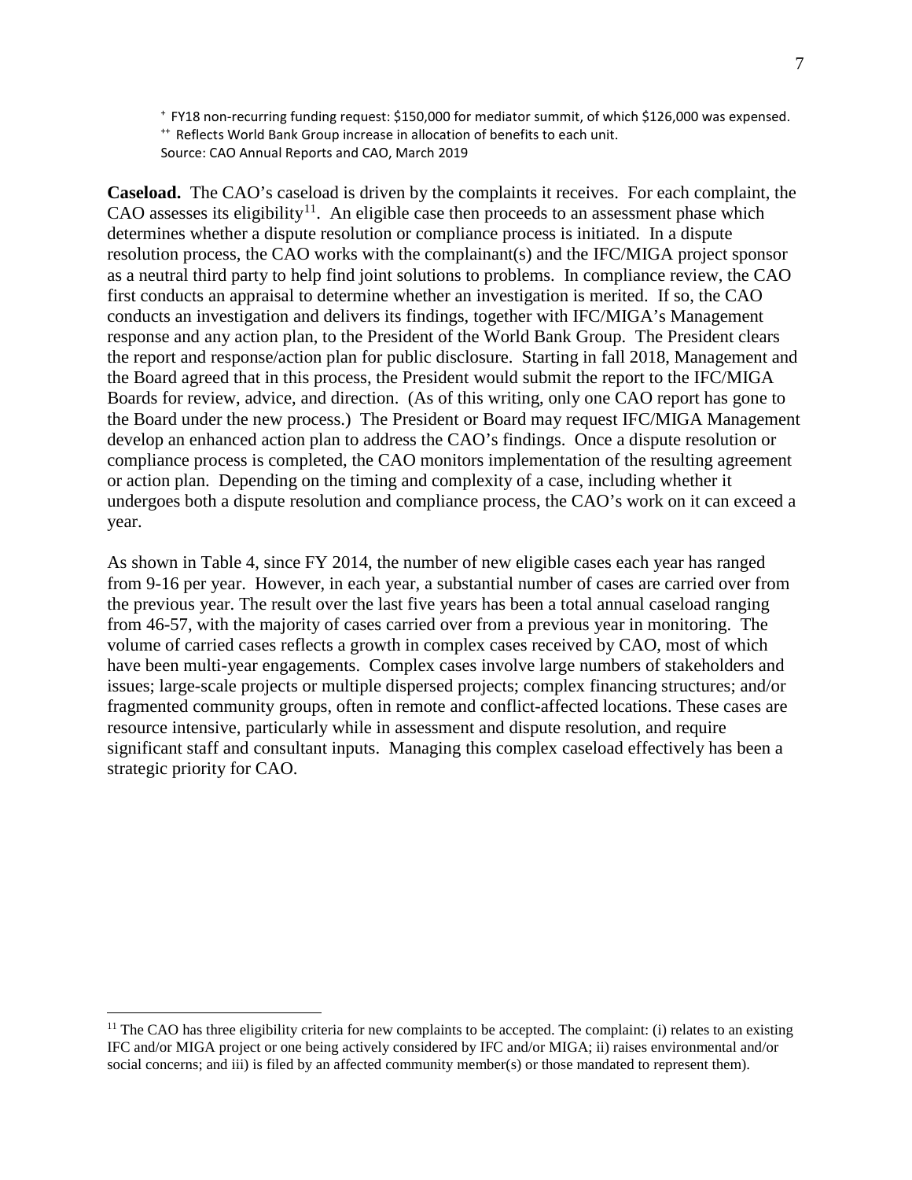+ FY18 non-recurring funding request: $150,000 for mediator summit, of which $126,000 was expensed.
++ Reflects World Bank Group increase in allocation of benefits to each unit.
Source: CAO Annual Reports and CAO, March 2019

**Caseload.** The CAO's caseload is driven by the complaints it receives. For each complaint, the CAO assesses its eligibility[11]. An eligible case then proceeds to an assessment phase which determines whether a dispute resolution or compliance process is initiated. In a dispute resolution process, the CAO works with the complainant(s) and the IFC/MIGA project sponsor as a neutral third party to help find joint solutions to problems. In compliance review, the CAO first conducts an appraisal to determine whether an investigation is merited. If so, the CAO conducts an investigation and delivers its findings, together with IFC/MIGA's Management response and any action plan, to the President of the World Bank Group. The President clears the report and response/action plan for public disclosure. Starting in fall 2018, Management and the Board agreed that in this process, the President would submit the report to the IFC/MIGA Boards for review, advice, and direction. (As of this writing, only one CAO report has gone to the Board under the new process.) The President or Board may request IFC/MIGA Management develop an enhanced action plan to address the CAO's findings. Once a dispute resolution or compliance process is completed, the CAO monitors implementation of the resulting agreement or action plan. Depending on the timing and complexity of a case, including whether it undergoes both a dispute resolution and compliance process, the CAO's work on it can exceed a year.

As shown in Table 4, since FY 2014, the number of new eligible cases each year has ranged from 9-16 per year. However, in each year, a substantial number of cases are carried over from the previous year. The result over the last five years has been a total annual caseload ranging from 46-57, with the majority of cases carried over from a previous year in monitoring. The volume of carried cases reflects a growth in complex cases received by CAO, most of which have been multi-year engagements. Complex cases involve large numbers of stakeholders and issues; large-scale projects or multiple dispersed projects; complex financing structures; and/or fragmented community groups, often in remote and conflict-affected locations. These cases are resource intensive, particularly while in assessment and dispute resolution, and require significant staff and consultant inputs. Managing this complex caseload effectively has been a strategic priority for CAO.

[11] The CAO has three eligibility criteria for new complaints to be accepted. The complaint: (i) relates to an existing IFC and/or MIGA project or one being actively considered by IFC and/or MIGA; ii) raises environmental and/or social concerns; and iii) is filed by an affected community member(s) or those mandated to represent them).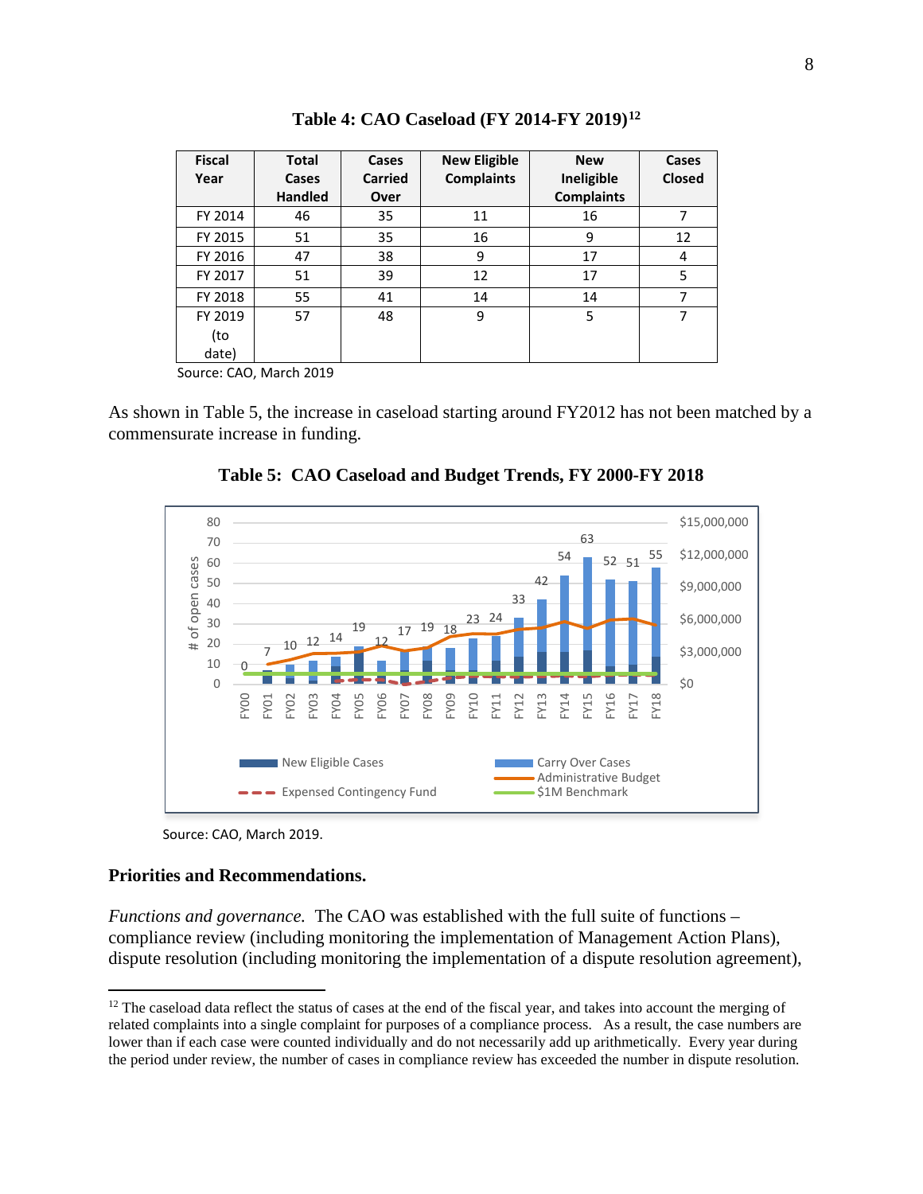**Table 4: CAO Caseload (FY 2014-FY 2019)[12]**

| Fiscal Year | Total Cases Handled | Cases Carried Over | New Eligible Complaints | New Ineligible Complaints | Cases Closed |
|---|---|---|---|---|---|
| FY 2014 | 46 | 35 | 11 | 16 | 7 |
| FY 2015 | 51 | 35 | 16 | 9 | 12 |
| FY 2016 | 47 | 38 | 9 | 17 | 4 |
| FY 2017 | 51 | 39 | 12 | 17 | 5 |
| FY 2018 | 55 | 41 | 14 | 14 | 7 |
| FY 2019 (to date) | 57 | 48 | 9 | 5 | 7 |

Source: CAO, March 2019

As shown in Table 5, the increase in caseload starting around FY2012 has not been matched by a commensurate increase in funding.

**Table 5: CAO Caseload and Budget Trends, FY 2000-FY 2018**

Source: CAO, March 2019.

**Priorities and Recommendations.**

*Functions and governance.* The CAO was established with the full suite of functions – compliance review (including monitoring the implementation of Management Action Plans), dispute resolution (including monitoring the implementation of a dispute resolution agreement),

[12] The caseload data reflect the status of cases at the end of the fiscal year, and takes into account the merging of related complaints into a single complaint for purposes of a compliance process. As a result, the case numbers are lower than if each case were counted individually and do not necessarily add up arithmetically. Every year during the period under review, the number of cases in compliance review has exceeded the number in dispute resolution.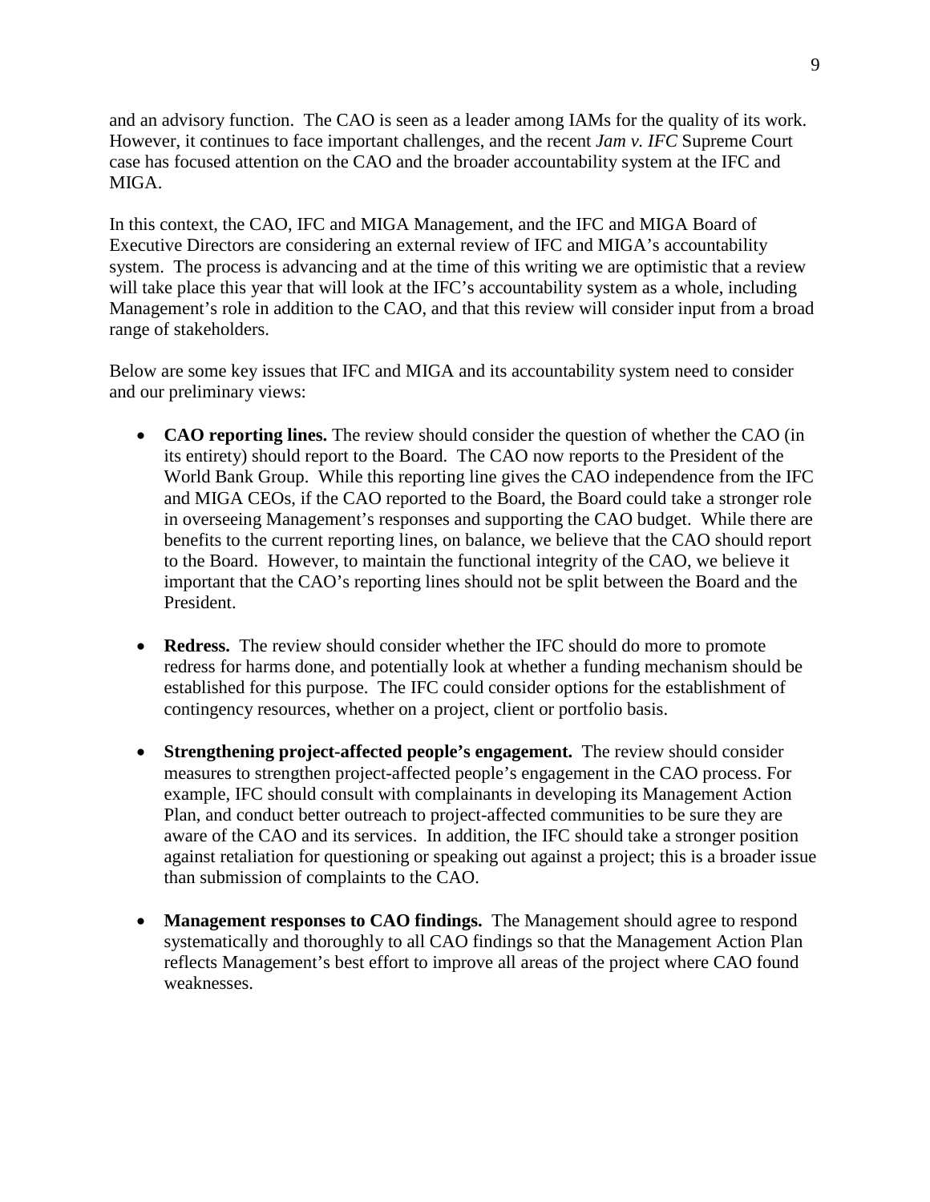and an advisory function. The CAO is seen as a leader among IAMs for the quality of its work. However, it continues to face important challenges, and the recent *Jam v. IFC* Supreme Court case has focused attention on the CAO and the broader accountability system at the IFC and MIGA.

In this context, the CAO, IFC and MIGA Management, and the IFC and MIGA Board of Executive Directors are considering an external review of IFC and MIGA's accountability system. The process is advancing and at the time of this writing we are optimistic that a review will take place this year that will look at the IFC's accountability system as a whole, including Management's role in addition to the CAO, and that this review will consider input from a broad range of stakeholders.

Below are some key issues that IFC and MIGA and its accountability system need to consider and our preliminary views:

- **CAO reporting lines.** The review should consider the question of whether the CAO (in its entirety) should report to the Board. The CAO now reports to the President of the World Bank Group. While this reporting line gives the CAO independence from the IFC and MIGA CEOs, if the CAO reported to the Board, the Board could take a stronger role in overseeing Management's responses and supporting the CAO budget. While there are benefits to the current reporting lines, on balance, we believe that the CAO should report to the Board. However, to maintain the functional integrity of the CAO, we believe it important that the CAO's reporting lines should not be split between the Board and the President.

- **Redress.** The review should consider whether the IFC should do more to promote redress for harms done, and potentially look at whether a funding mechanism should be established for this purpose. The IFC could consider options for the establishment of contingency resources, whether on a project, client or portfolio basis.

- **Strengthening project-affected people's engagement.** The review should consider measures to strengthen project-affected people's engagement in the CAO process. For example, IFC should consult with complainants in developing its Management Action Plan, and conduct better outreach to project-affected communities to be sure they are aware of the CAO and its services. In addition, the IFC should take a stronger position against retaliation for questioning or speaking out against a project; this is a broader issue than submission of complaints to the CAO.

- **Management responses to CAO findings.** The Management should agree to respond systematically and thoroughly to all CAO findings so that the Management Action Plan reflects Management's best effort to improve all areas of the project where CAO found weaknesses.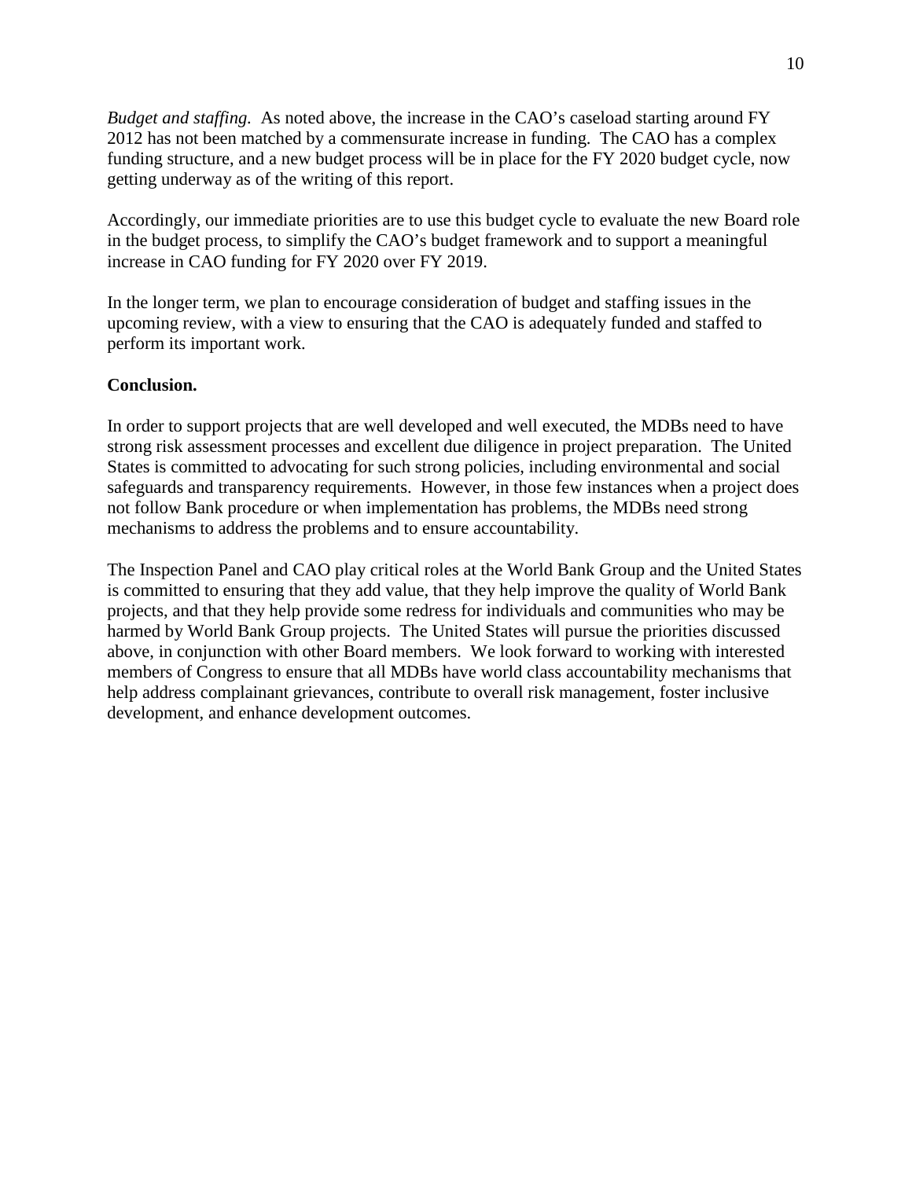*Budget and staffing.* As noted above, the increase in the CAO's caseload starting around FY 2012 has not been matched by a commensurate increase in funding. The CAO has a complex funding structure, and a new budget process will be in place for the FY 2020 budget cycle, now getting underway as of the writing of this report.

Accordingly, our immediate priorities are to use this budget cycle to evaluate the new Board role in the budget process, to simplify the CAO's budget framework and to support a meaningful increase in CAO funding for FY 2020 over FY 2019.

In the longer term, we plan to encourage consideration of budget and staffing issues in the upcoming review, with a view to ensuring that the CAO is adequately funded and staffed to perform its important work.

**Conclusion.**

In order to support projects that are well developed and well executed, the MDBs need to have strong risk assessment processes and excellent due diligence in project preparation. The United States is committed to advocating for such strong policies, including environmental and social safeguards and transparency requirements. However, in those few instances when a project does not follow Bank procedure or when implementation has problems, the MDBs need strong mechanisms to address the problems and to ensure accountability.

The Inspection Panel and CAO play critical roles at the World Bank Group and the United States is committed to ensuring that they add value, that they help improve the quality of World Bank projects, and that they help provide some redress for individuals and communities who may be harmed by World Bank Group projects. The United States will pursue the priorities discussed above, in conjunction with other Board members. We look forward to working with interested members of Congress to ensure that all MDBs have world class accountability mechanisms that help address complainant grievances, contribute to overall risk management, foster inclusive development, and enhance development outcomes.